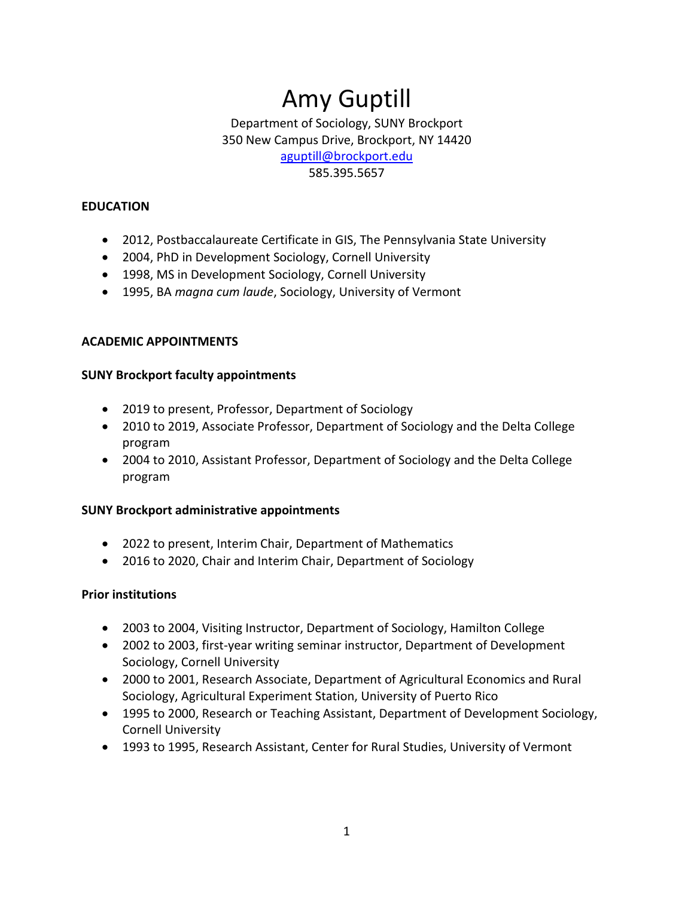# Amy Guptill

Department of Sociology, SUNY Brockport
350 New Campus Drive, Brockport, NY 14420
aguptill@brockport.edu
585.395.5657

## EDUCATION

- 2012, Postbaccalaureate Certificate in GIS, The Pennsylvania State University
- 2004, PhD in Development Sociology, Cornell University
- 1998, MS in Development Sociology, Cornell University
- 1995, BA *magna cum laude*, Sociology, University of Vermont

## ACADEMIC APPOINTMENTS

### SUNY Brockport faculty appointments

- 2019 to present, Professor, Department of Sociology
- 2010 to 2019, Associate Professor, Department of Sociology and the Delta College program
- 2004 to 2010, Assistant Professor, Department of Sociology and the Delta College program

### SUNY Brockport administrative appointments

- 2022 to present, Interim Chair, Department of Mathematics
- 2016 to 2020, Chair and Interim Chair, Department of Sociology

### Prior institutions

- 2003 to 2004, Visiting Instructor, Department of Sociology, Hamilton College
- 2002 to 2003, first-year writing seminar instructor, Department of Development Sociology, Cornell University
- 2000 to 2001, Research Associate, Department of Agricultural Economics and Rural Sociology, Agricultural Experiment Station, University of Puerto Rico
- 1995 to 2000, Research or Teaching Assistant, Department of Development Sociology, Cornell University
- 1993 to 1995, Research Assistant, Center for Rural Studies, University of Vermont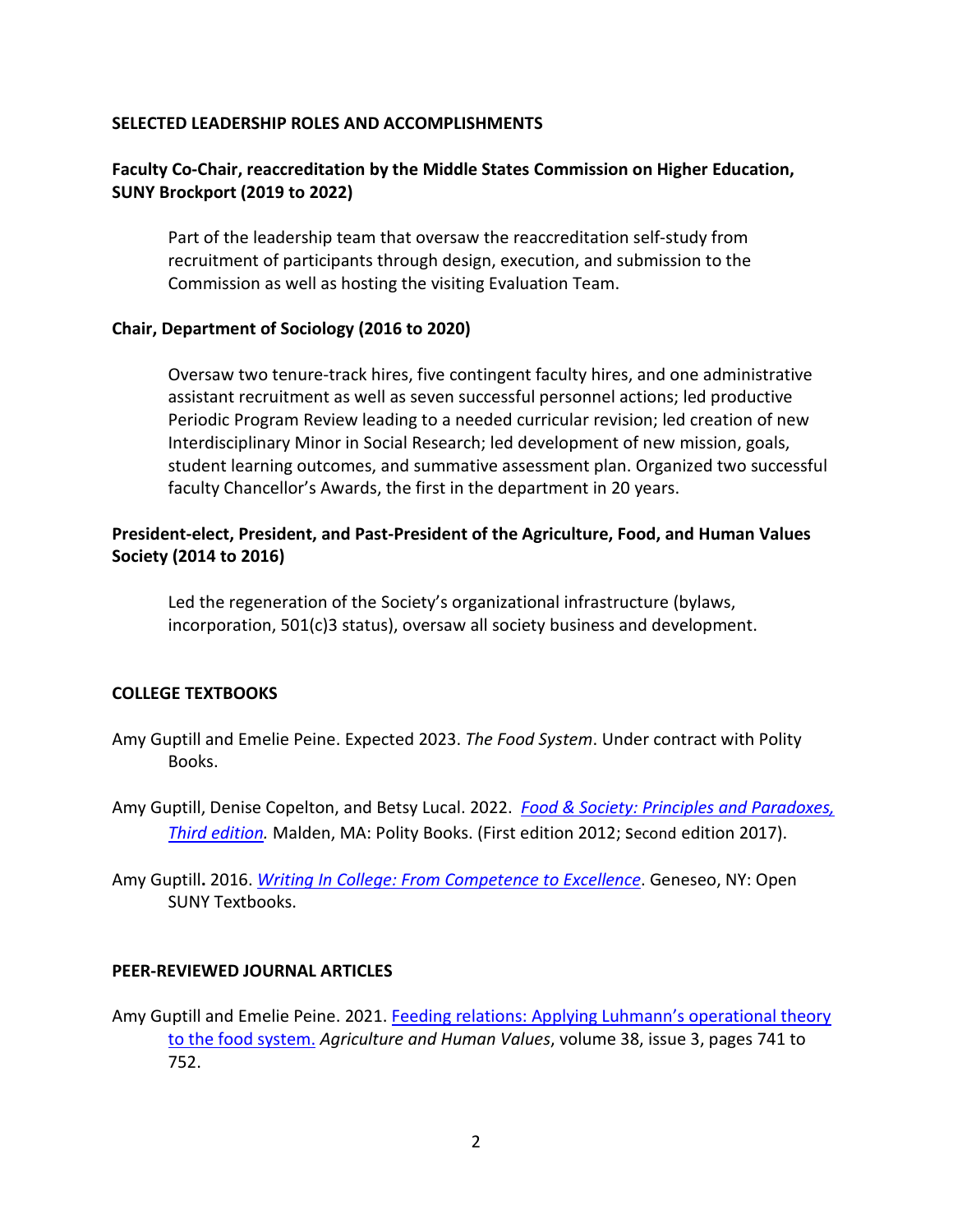## SELECTED LEADERSHIP ROLES AND ACCOMPLISHMENTS

### Faculty Co-Chair, reaccreditation by the Middle States Commission on Higher Education, SUNY Brockport (2019 to 2022)

Part of the leadership team that oversaw the reaccreditation self-study from recruitment of participants through design, execution, and submission to the Commission as well as hosting the visiting Evaluation Team.

### Chair, Department of Sociology (2016 to 2020)

Oversaw two tenure-track hires, five contingent faculty hires, and one administrative assistant recruitment as well as seven successful personnel actions; led productive Periodic Program Review leading to a needed curricular revision; led creation of new Interdisciplinary Minor in Social Research; led development of new mission, goals, student learning outcomes, and summative assessment plan. Organized two successful faculty Chancellor's Awards, the first in the department in 20 years.

### President-elect, President, and Past-President of the Agriculture, Food, and Human Values Society (2014 to 2016)

Led the regeneration of the Society's organizational infrastructure (bylaws, incorporation, 501(c)3 status), oversaw all society business and development.

## COLLEGE TEXTBOOKS

Amy Guptill and Emelie Peine. Expected 2023. *The Food System*. Under contract with Polity Books.

Amy Guptill, Denise Copelton, and Betsy Lucal. 2022. *Food & Society: Principles and Paradoxes, Third edition.* Malden, MA: Polity Books. (First edition 2012; Second edition 2017).

Amy Guptill. 2016. *Writing In College: From Competence to Excellence*. Geneseo, NY: Open SUNY Textbooks.

## PEER-REVIEWED JOURNAL ARTICLES

Amy Guptill and Emelie Peine. 2021. Feeding relations: Applying Luhmann's operational theory to the food system. *Agriculture and Human Values*, volume 38, issue 3, pages 741 to 752.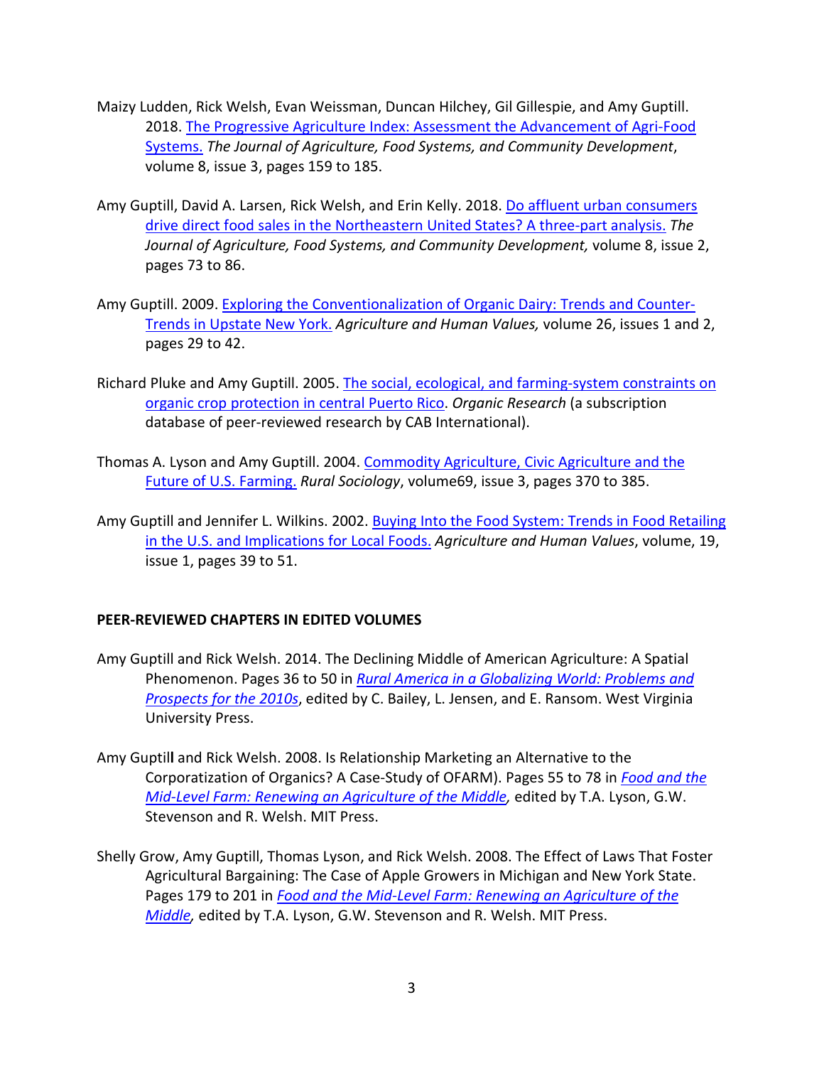Maizy Ludden, Rick Welsh, Evan Weissman, Duncan Hilchey, Gil Gillespie, and Amy Guptill. 2018. [The Progressive Agriculture Index: Assessment the Advancement of Agri-Food Systems.](#) *The Journal of Agriculture, Food Systems, and Community Development*, volume 8, issue 3, pages 159 to 185.

Amy Guptill, David A. Larsen, Rick Welsh, and Erin Kelly. 2018. [Do affluent urban consumers drive direct food sales in the Northeastern United States? A three-part analysis.](#) *The Journal of Agriculture, Food Systems, and Community Development,* volume 8, issue 2, pages 73 to 86.

Amy Guptill. 2009. [Exploring the Conventionalization of Organic Dairy: Trends and Counter-Trends in Upstate New York.](#) *Agriculture and Human Values,* volume 26, issues 1 and 2, pages 29 to 42.

Richard Pluke and Amy Guptill. 2005. [The social, ecological, and farming-system constraints on organic crop protection in central Puerto Rico](#). *Organic Research* (a subscription database of peer-reviewed research by CAB International).

Thomas A. Lyson and Amy Guptill. 2004. [Commodity Agriculture, Civic Agriculture and the Future of U.S. Farming.](#) *Rural Sociology*, volume69, issue 3, pages 370 to 385.

Amy Guptill and Jennifer L. Wilkins. 2002. [Buying Into the Food System: Trends in Food Retailing in the U.S. and Implications for Local Foods.](#) *Agriculture and Human Values*, volume, 19, issue 1, pages 39 to 51.

## PEER-REVIEWED CHAPTERS IN EDITED VOLUMES

Amy Guptill and Rick Welsh. 2014. The Declining Middle of American Agriculture: A Spatial Phenomenon. Pages 36 to 50 in [*Rural America in a Globalizing World: Problems and Prospects for the 2010s*](#), edited by C. Bailey, L. Jensen, and E. Ransom. West Virginia University Press.

Amy Guptill and Rick Welsh. 2008. Is Relationship Marketing an Alternative to the Corporatization of Organics? A Case-Study of OFARM). Pages 55 to 78 in [*Food and the Mid-Level Farm: Renewing an Agriculture of the Middle*](#)*,* edited by T.A. Lyson, G.W. Stevenson and R. Welsh. MIT Press.

Shelly Grow, Amy Guptill, Thomas Lyson, and Rick Welsh. 2008. The Effect of Laws That Foster Agricultural Bargaining: The Case of Apple Growers in Michigan and New York State. Pages 179 to 201 in [*Food and the Mid-Level Farm: Renewing an Agriculture of the Middle*](#)*,* edited by T.A. Lyson, G.W. Stevenson and R. Welsh. MIT Press.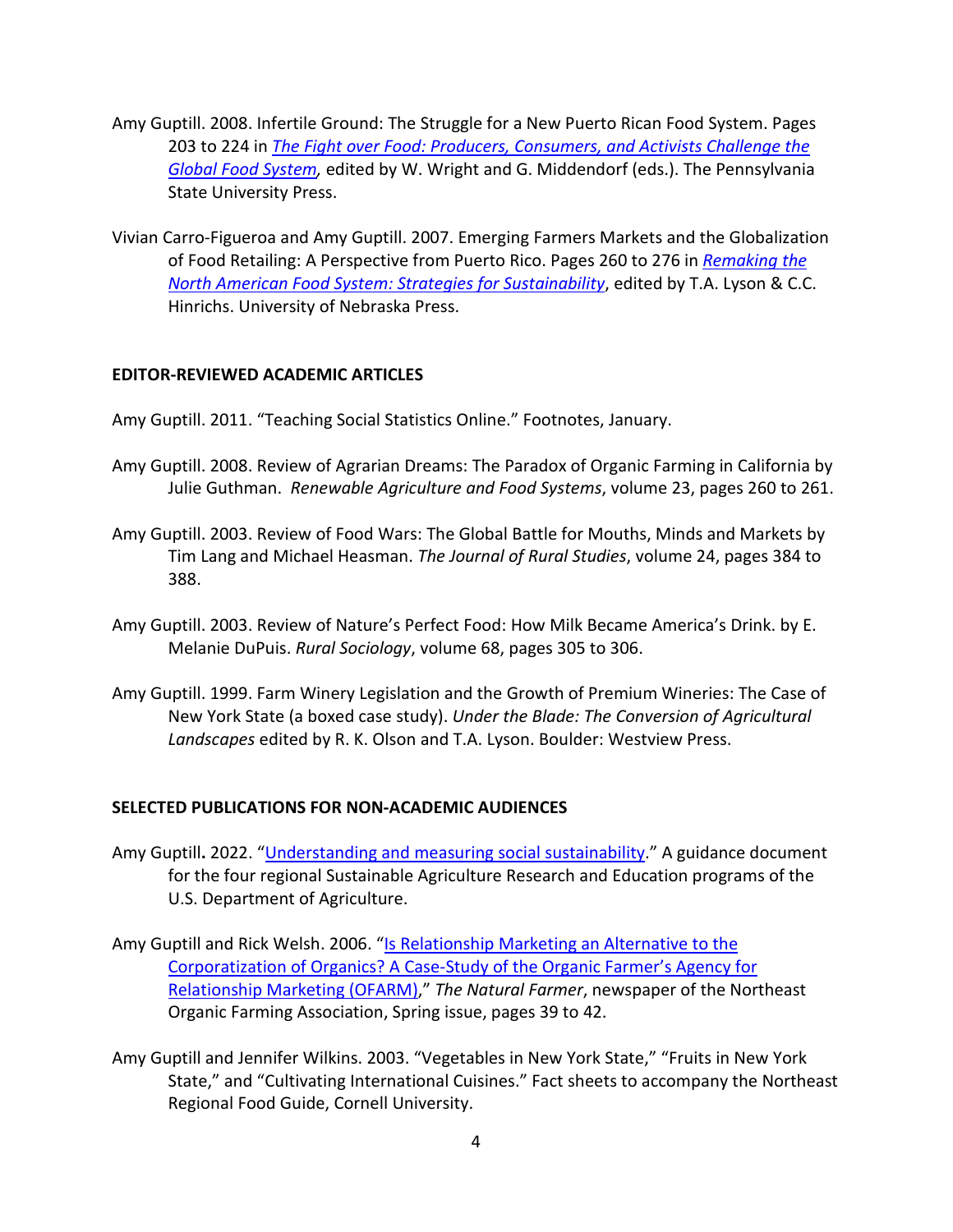Amy Guptill. 2008. Infertile Ground: The Struggle for a New Puerto Rican Food System. Pages 203 to 224 in *The Fight over Food: Producers, Consumers, and Activists Challenge the Global Food System*, edited by W. Wright and G. Middendorf (eds.). The Pennsylvania State University Press.

Vivian Carro-Figueroa and Amy Guptill. 2007. Emerging Farmers Markets and the Globalization of Food Retailing: A Perspective from Puerto Rico. Pages 260 to 276 in *Remaking the North American Food System: Strategies for Sustainability*, edited by T.A. Lyson & C.C. Hinrichs. University of Nebraska Press.

**EDITOR-REVIEWED ACADEMIC ARTICLES**

Amy Guptill. 2011. "Teaching Social Statistics Online." Footnotes, January.

Amy Guptill. 2008. Review of Agrarian Dreams: The Paradox of Organic Farming in California by Julie Guthman. *Renewable Agriculture and Food Systems*, volume 23, pages 260 to 261.

Amy Guptill. 2003. Review of Food Wars: The Global Battle for Mouths, Minds and Markets by Tim Lang and Michael Heasman. *The Journal of Rural Studies*, volume 24, pages 384 to 388.

Amy Guptill. 2003. Review of Nature's Perfect Food: How Milk Became America's Drink. by E. Melanie DuPuis. *Rural Sociology*, volume 68, pages 305 to 306.

Amy Guptill. 1999. Farm Winery Legislation and the Growth of Premium Wineries: The Case of New York State (a boxed case study). *Under the Blade: The Conversion of Agricultural Landscapes* edited by R. K. Olson and T.A. Lyson. Boulder: Westview Press.

**SELECTED PUBLICATIONS FOR NON-ACADEMIC AUDIENCES**

Amy Guptill**.** 2022. "Understanding and measuring social sustainability." A guidance document for the four regional Sustainable Agriculture Research and Education programs of the U.S. Department of Agriculture.

Amy Guptill and Rick Welsh. 2006. "Is Relationship Marketing an Alternative to the Corporatization of Organics? A Case-Study of the Organic Farmer's Agency for Relationship Marketing (OFARM)," *The Natural Farmer*, newspaper of the Northeast Organic Farming Association, Spring issue, pages 39 to 42.

Amy Guptill and Jennifer Wilkins. 2003. "Vegetables in New York State," "Fruits in New York State," and "Cultivating International Cuisines." Fact sheets to accompany the Northeast Regional Food Guide, Cornell University.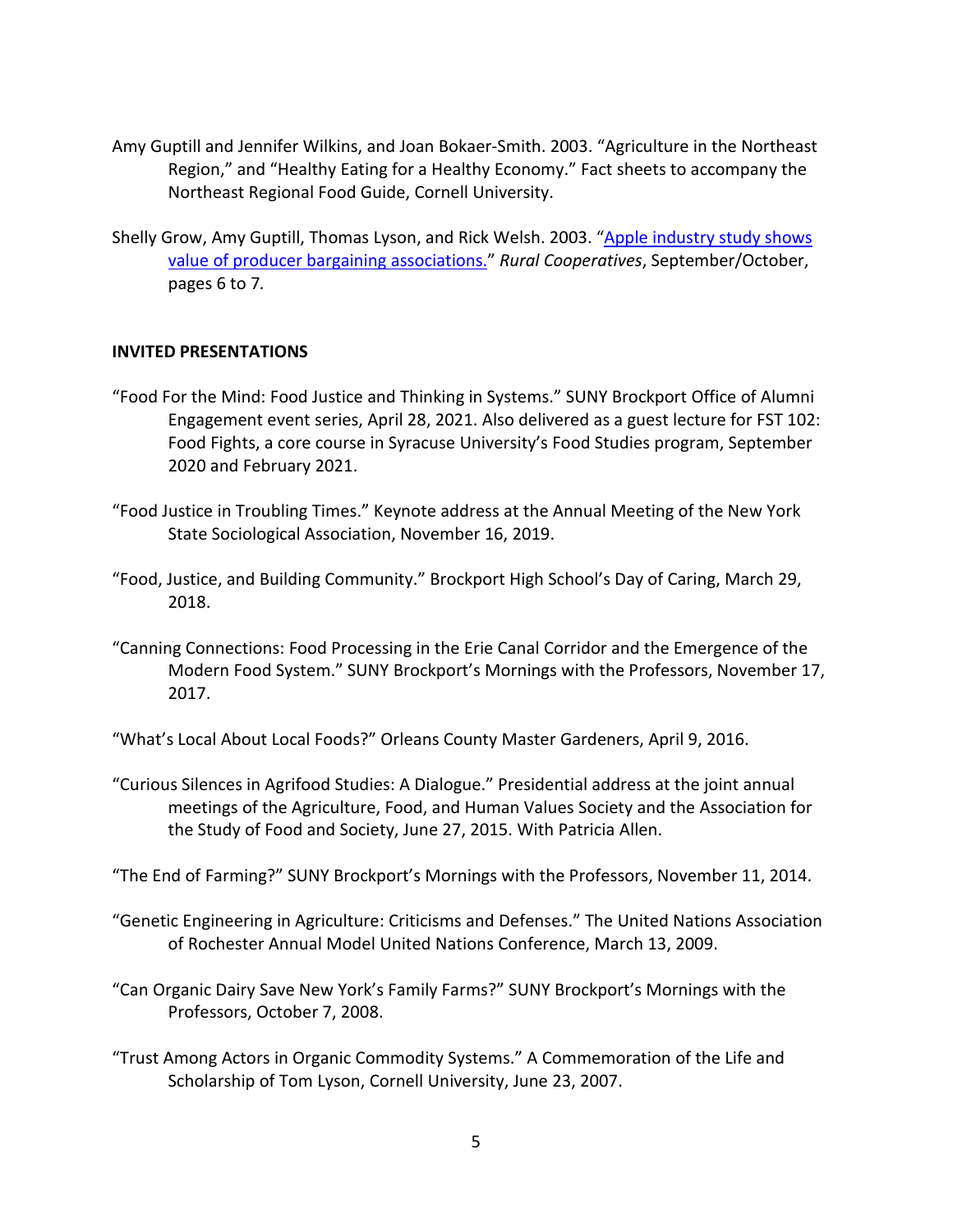Amy Guptill and Jennifer Wilkins, and Joan Bokaer-Smith. 2003. "Agriculture in the Northeast Region," and "Healthy Eating for a Healthy Economy." Fact sheets to accompany the Northeast Regional Food Guide, Cornell University.

Shelly Grow, Amy Guptill, Thomas Lyson, and Rick Welsh. 2003. "Apple industry study shows value of producer bargaining associations." *Rural Cooperatives*, September/October, pages 6 to 7.

**INVITED PRESENTATIONS**

"Food For the Mind: Food Justice and Thinking in Systems." SUNY Brockport Office of Alumni Engagement event series, April 28, 2021. Also delivered as a guest lecture for FST 102: Food Fights, a core course in Syracuse University's Food Studies program, September 2020 and February 2021.

"Food Justice in Troubling Times." Keynote address at the Annual Meeting of the New York State Sociological Association, November 16, 2019.

"Food, Justice, and Building Community." Brockport High School's Day of Caring, March 29, 2018.

"Canning Connections: Food Processing in the Erie Canal Corridor and the Emergence of the Modern Food System." SUNY Brockport's Mornings with the Professors, November 17, 2017.

"What's Local About Local Foods?" Orleans County Master Gardeners, April 9, 2016.

"Curious Silences in Agrifood Studies: A Dialogue." Presidential address at the joint annual meetings of the Agriculture, Food, and Human Values Society and the Association for the Study of Food and Society, June 27, 2015. With Patricia Allen.

"The End of Farming?" SUNY Brockport's Mornings with the Professors, November 11, 2014.

"Genetic Engineering in Agriculture: Criticisms and Defenses." The United Nations Association of Rochester Annual Model United Nations Conference, March 13, 2009.

"Can Organic Dairy Save New York's Family Farms?" SUNY Brockport's Mornings with the Professors, October 7, 2008.

"Trust Among Actors in Organic Commodity Systems." A Commemoration of the Life and Scholarship of Tom Lyson, Cornell University, June 23, 2007.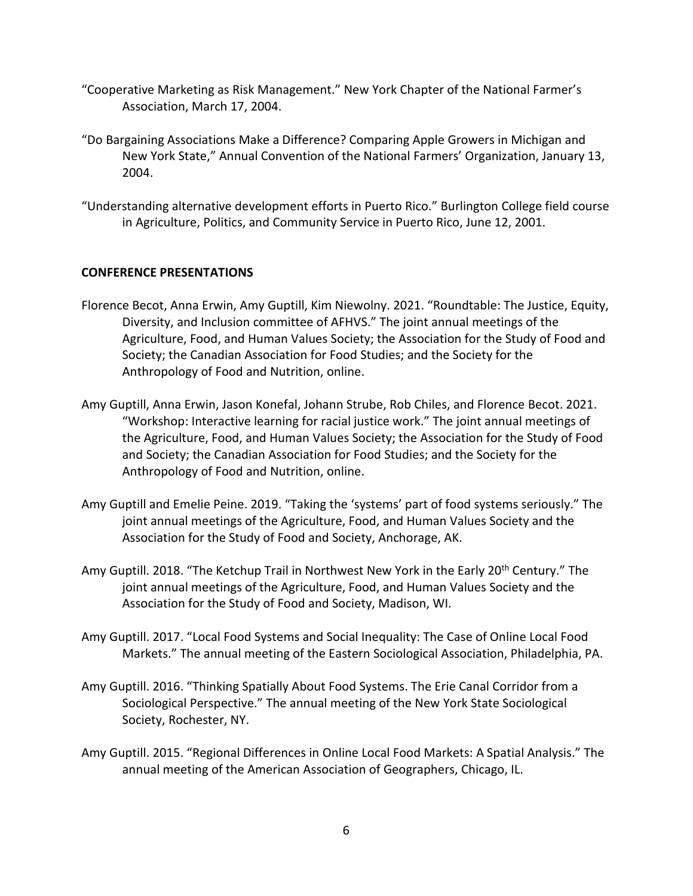"Cooperative Marketing as Risk Management." New York Chapter of the National Farmer's Association, March 17, 2004.

"Do Bargaining Associations Make a Difference? Comparing Apple Growers in Michigan and New York State," Annual Convention of the National Farmers' Organization, January 13, 2004.

"Understanding alternative development efforts in Puerto Rico." Burlington College field course in Agriculture, Politics, and Community Service in Puerto Rico, June 12, 2001.

## CONFERENCE PRESENTATIONS

Florence Becot, Anna Erwin, Amy Guptill, Kim Niewolny. 2021. "Roundtable: The Justice, Equity, Diversity, and Inclusion committee of AFHVS." The joint annual meetings of the Agriculture, Food, and Human Values Society; the Association for the Study of Food and Society; the Canadian Association for Food Studies; and the Society for the Anthropology of Food and Nutrition, online.

Amy Guptill, Anna Erwin, Jason Konefal, Johann Strube, Rob Chiles, and Florence Becot. 2021. "Workshop: Interactive learning for racial justice work." The joint annual meetings of the Agriculture, Food, and Human Values Society; the Association for the Study of Food and Society; the Canadian Association for Food Studies; and the Society for the Anthropology of Food and Nutrition, online.

Amy Guptill and Emelie Peine. 2019. "Taking the 'systems' part of food systems seriously." The joint annual meetings of the Agriculture, Food, and Human Values Society and the Association for the Study of Food and Society, Anchorage, AK.

Amy Guptill. 2018. "The Ketchup Trail in Northwest New York in the Early 20th Century." The joint annual meetings of the Agriculture, Food, and Human Values Society and the Association for the Study of Food and Society, Madison, WI.

Amy Guptill. 2017. "Local Food Systems and Social Inequality: The Case of Online Local Food Markets." The annual meeting of the Eastern Sociological Association, Philadelphia, PA.

Amy Guptill. 2016. "Thinking Spatially About Food Systems. The Erie Canal Corridor from a Sociological Perspective." The annual meeting of the New York State Sociological Society, Rochester, NY.

Amy Guptill. 2015. "Regional Differences in Online Local Food Markets: A Spatial Analysis." The annual meeting of the American Association of Geographers, Chicago, IL.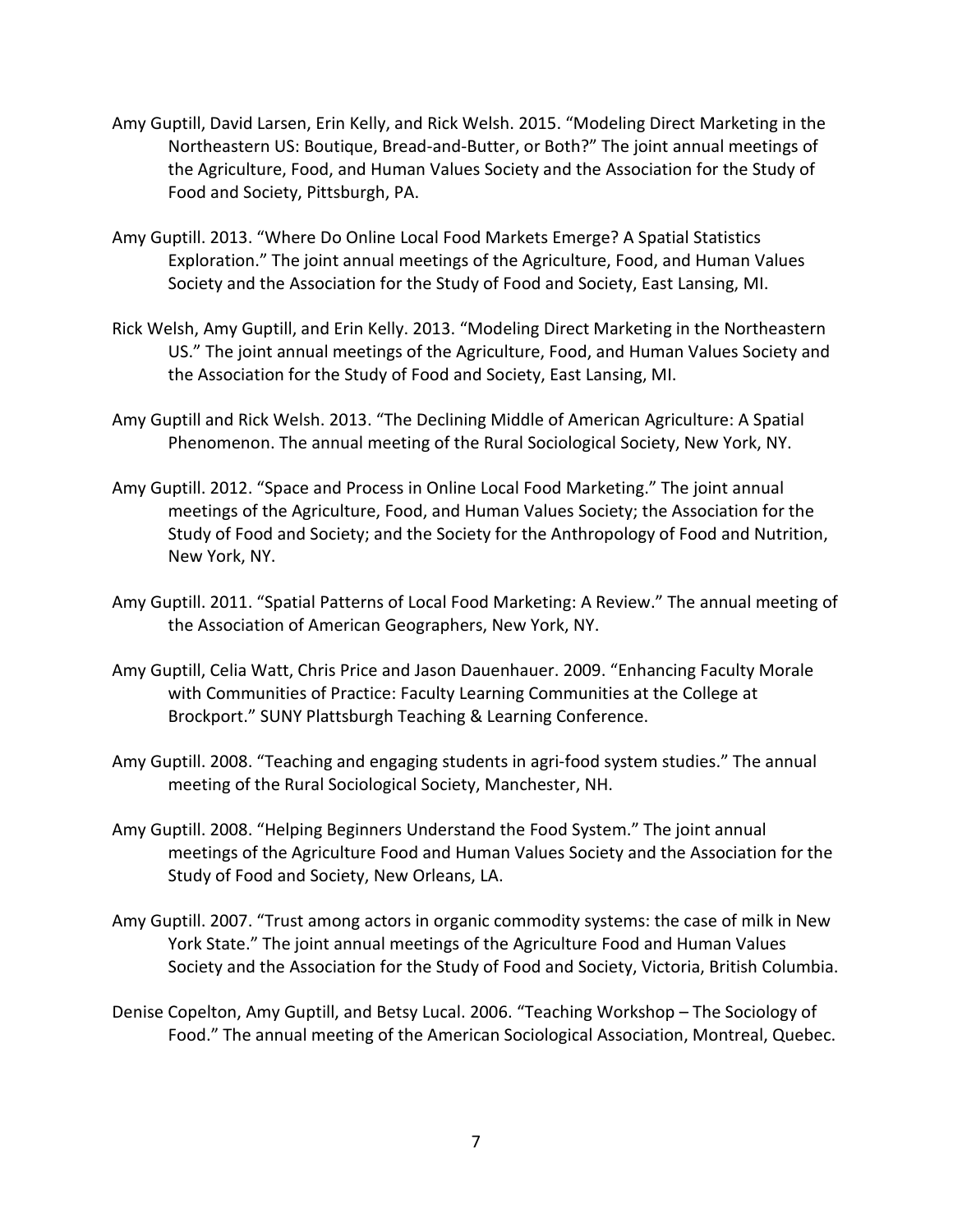Amy Guptill, David Larsen, Erin Kelly, and Rick Welsh. 2015. "Modeling Direct Marketing in the Northeastern US: Boutique, Bread-and-Butter, or Both?" The joint annual meetings of the Agriculture, Food, and Human Values Society and the Association for the Study of Food and Society, Pittsburgh, PA.

Amy Guptill. 2013. "Where Do Online Local Food Markets Emerge? A Spatial Statistics Exploration." The joint annual meetings of the Agriculture, Food, and Human Values Society and the Association for the Study of Food and Society, East Lansing, MI.

Rick Welsh, Amy Guptill, and Erin Kelly. 2013. "Modeling Direct Marketing in the Northeastern US." The joint annual meetings of the Agriculture, Food, and Human Values Society and the Association for the Study of Food and Society, East Lansing, MI.

Amy Guptill and Rick Welsh. 2013. "The Declining Middle of American Agriculture: A Spatial Phenomenon. The annual meeting of the Rural Sociological Society, New York, NY.

Amy Guptill. 2012. "Space and Process in Online Local Food Marketing." The joint annual meetings of the Agriculture, Food, and Human Values Society; the Association for the Study of Food and Society; and the Society for the Anthropology of Food and Nutrition, New York, NY.

Amy Guptill. 2011. "Spatial Patterns of Local Food Marketing: A Review." The annual meeting of the Association of American Geographers, New York, NY.

Amy Guptill, Celia Watt, Chris Price and Jason Dauenhauer. 2009. "Enhancing Faculty Morale with Communities of Practice: Faculty Learning Communities at the College at Brockport." SUNY Plattsburgh Teaching & Learning Conference.

Amy Guptill. 2008. "Teaching and engaging students in agri-food system studies." The annual meeting of the Rural Sociological Society, Manchester, NH.

Amy Guptill. 2008. "Helping Beginners Understand the Food System." The joint annual meetings of the Agriculture Food and Human Values Society and the Association for the Study of Food and Society, New Orleans, LA.

Amy Guptill. 2007. "Trust among actors in organic commodity systems: the case of milk in New York State." The joint annual meetings of the Agriculture Food and Human Values Society and the Association for the Study of Food and Society, Victoria, British Columbia.

Denise Copelton, Amy Guptill, and Betsy Lucal. 2006. "Teaching Workshop – The Sociology of Food." The annual meeting of the American Sociological Association, Montreal, Quebec.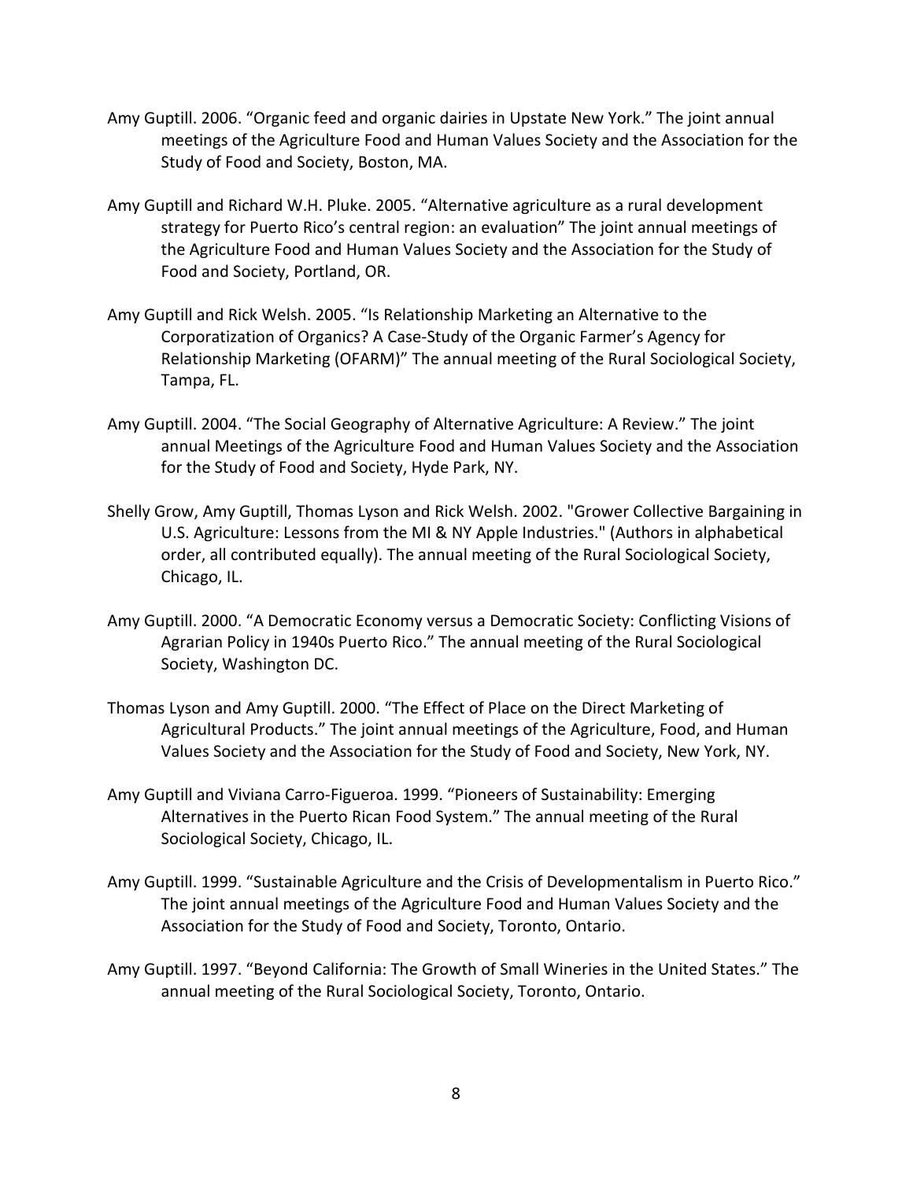Amy Guptill. 2006. “Organic feed and organic dairies in Upstate New York.” The joint annual meetings of the Agriculture Food and Human Values Society and the Association for the Study of Food and Society, Boston, MA.

Amy Guptill and Richard W.H. Pluke. 2005. “Alternative agriculture as a rural development strategy for Puerto Rico’s central region: an evaluation” The joint annual meetings of the Agriculture Food and Human Values Society and the Association for the Study of Food and Society, Portland, OR.

Amy Guptill and Rick Welsh. 2005. “Is Relationship Marketing an Alternative to the Corporatization of Organics? A Case-Study of the Organic Farmer’s Agency for Relationship Marketing (OFARM)” The annual meeting of the Rural Sociological Society, Tampa, FL.

Amy Guptill. 2004. “The Social Geography of Alternative Agriculture: A Review.” The joint annual Meetings of the Agriculture Food and Human Values Society and the Association for the Study of Food and Society, Hyde Park, NY.

Shelly Grow, Amy Guptill, Thomas Lyson and Rick Welsh. 2002. "Grower Collective Bargaining in U.S. Agriculture: Lessons from the MI & NY Apple Industries." (Authors in alphabetical order, all contributed equally). The annual meeting of the Rural Sociological Society, Chicago, IL.

Amy Guptill. 2000. “A Democratic Economy versus a Democratic Society: Conflicting Visions of Agrarian Policy in 1940s Puerto Rico.” The annual meeting of the Rural Sociological Society, Washington DC.

Thomas Lyson and Amy Guptill. 2000. “The Effect of Place on the Direct Marketing of Agricultural Products.” The joint annual meetings of the Agriculture, Food, and Human Values Society and the Association for the Study of Food and Society, New York, NY.

Amy Guptill and Viviana Carro-Figueroa. 1999. “Pioneers of Sustainability: Emerging Alternatives in the Puerto Rican Food System.” The annual meeting of the Rural Sociological Society, Chicago, IL.

Amy Guptill. 1999. “Sustainable Agriculture and the Crisis of Developmentalism in Puerto Rico.” The joint annual meetings of the Agriculture Food and Human Values Society and the Association for the Study of Food and Society, Toronto, Ontario.

Amy Guptill. 1997. “Beyond California: The Growth of Small Wineries in the United States.” The annual meeting of the Rural Sociological Society, Toronto, Ontario.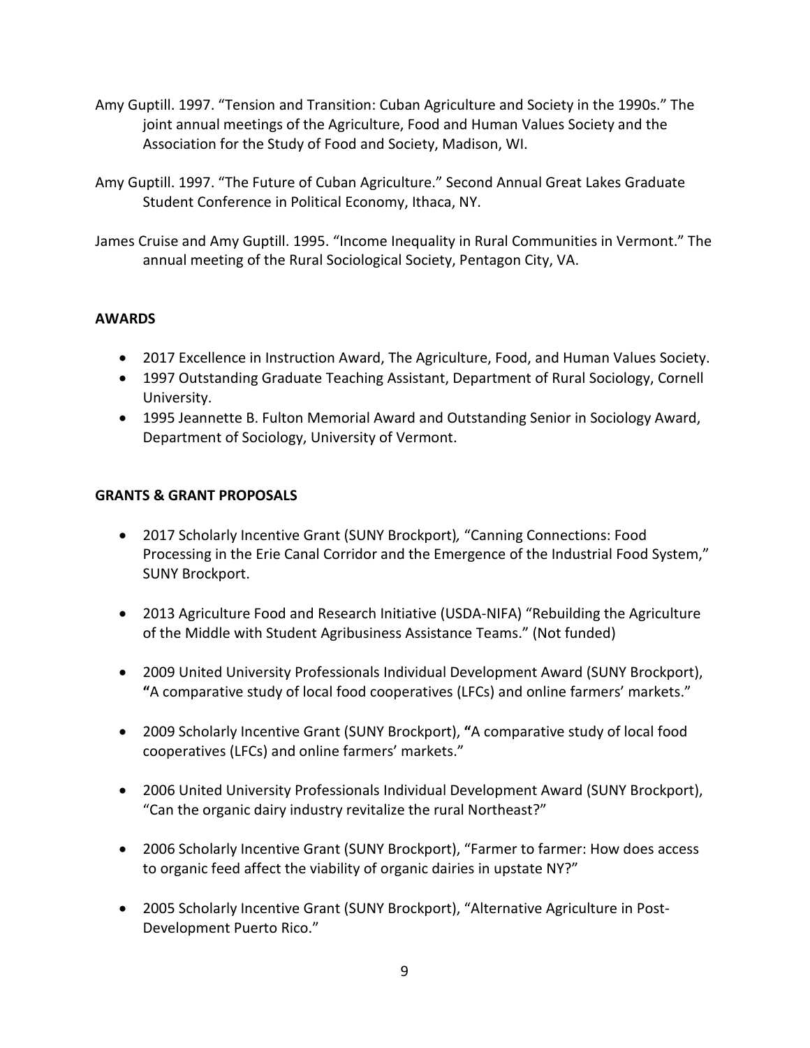Amy Guptill. 1997. "Tension and Transition: Cuban Agriculture and Society in the 1990s." The joint annual meetings of the Agriculture, Food and Human Values Society and the Association for the Study of Food and Society, Madison, WI.

Amy Guptill. 1997. "The Future of Cuban Agriculture." Second Annual Great Lakes Graduate Student Conference in Political Economy, Ithaca, NY.

James Cruise and Amy Guptill. 1995. "Income Inequality in Rural Communities in Vermont." The annual meeting of the Rural Sociological Society, Pentagon City, VA.

**AWARDS**

- 2017 Excellence in Instruction Award, The Agriculture, Food, and Human Values Society.
- 1997 Outstanding Graduate Teaching Assistant, Department of Rural Sociology, Cornell University.
- 1995 Jeannette B. Fulton Memorial Award and Outstanding Senior in Sociology Award, Department of Sociology, University of Vermont.

**GRANTS & GRANT PROPOSALS**

- 2017 Scholarly Incentive Grant (SUNY Brockport)*,* "Canning Connections: Food Processing in the Erie Canal Corridor and the Emergence of the Industrial Food System," SUNY Brockport.

- 2013 Agriculture Food and Research Initiative (USDA-NIFA) "Rebuilding the Agriculture of the Middle with Student Agribusiness Assistance Teams." (Not funded)

- 2009 United University Professionals Individual Development Award (SUNY Brockport), **"**A comparative study of local food cooperatives (LFCs) and online farmers' markets."

- 2009 Scholarly Incentive Grant (SUNY Brockport), **"**A comparative study of local food cooperatives (LFCs) and online farmers' markets."

- 2006 United University Professionals Individual Development Award (SUNY Brockport), "Can the organic dairy industry revitalize the rural Northeast?"

- 2006 Scholarly Incentive Grant (SUNY Brockport), "Farmer to farmer: How does access to organic feed affect the viability of organic dairies in upstate NY?"

- 2005 Scholarly Incentive Grant (SUNY Brockport), "Alternative Agriculture in Post-Development Puerto Rico."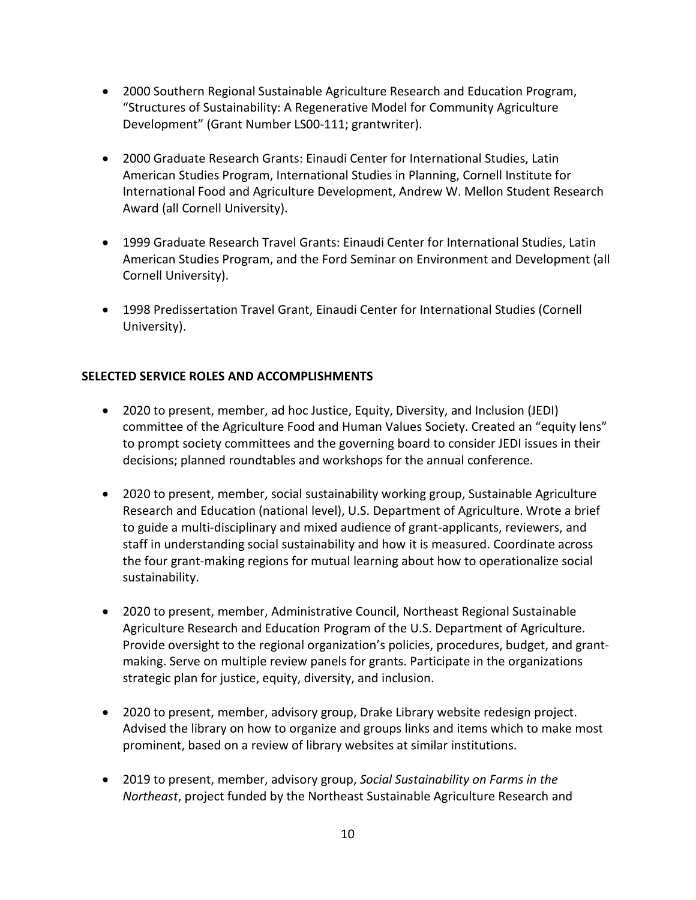- 2000 Southern Regional Sustainable Agriculture Research and Education Program, "Structures of Sustainability: A Regenerative Model for Community Agriculture Development" (Grant Number LS00-111; grantwriter).

- 2000 Graduate Research Grants: Einaudi Center for International Studies, Latin American Studies Program, International Studies in Planning, Cornell Institute for International Food and Agriculture Development, Andrew W. Mellon Student Research Award (all Cornell University).

- 1999 Graduate Research Travel Grants: Einaudi Center for International Studies, Latin American Studies Program, and the Ford Seminar on Environment and Development (all Cornell University).

- 1998 Predissertation Travel Grant, Einaudi Center for International Studies (Cornell University).

## SELECTED SERVICE ROLES AND ACCOMPLISHMENTS

- 2020 to present, member, ad hoc Justice, Equity, Diversity, and Inclusion (JEDI) committee of the Agriculture Food and Human Values Society. Created an "equity lens" to prompt society committees and the governing board to consider JEDI issues in their decisions; planned roundtables and workshops for the annual conference.

- 2020 to present, member, social sustainability working group, Sustainable Agriculture Research and Education (national level), U.S. Department of Agriculture. Wrote a brief to guide a multi-disciplinary and mixed audience of grant-applicants, reviewers, and staff in understanding social sustainability and how it is measured. Coordinate across the four grant-making regions for mutual learning about how to operationalize social sustainability.

- 2020 to present, member, Administrative Council, Northeast Regional Sustainable Agriculture Research and Education Program of the U.S. Department of Agriculture. Provide oversight to the regional organization's policies, procedures, budget, and grant-making. Serve on multiple review panels for grants. Participate in the organizations strategic plan for justice, equity, diversity, and inclusion.

- 2020 to present, member, advisory group, Drake Library website redesign project. Advised the library on how to organize and groups links and items which to make most prominent, based on a review of library websites at similar institutions.

- 2019 to present, member, advisory group, *Social Sustainability on Farms in the Northeast*, project funded by the Northeast Sustainable Agriculture Research and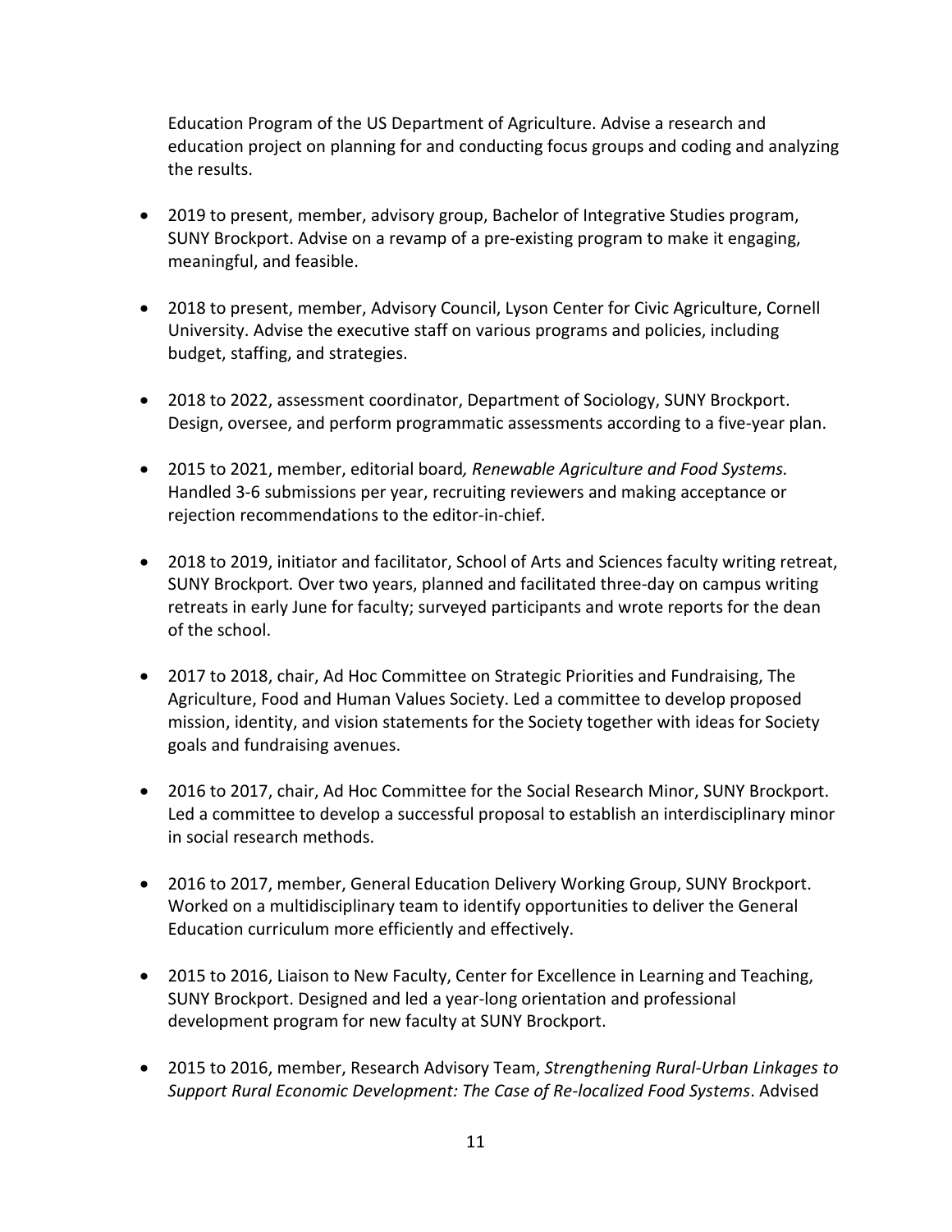Education Program of the US Department of Agriculture. Advise a research and education project on planning for and conducting focus groups and coding and analyzing the results.

- 2019 to present, member, advisory group, Bachelor of Integrative Studies program, SUNY Brockport. Advise on a revamp of a pre-existing program to make it engaging, meaningful, and feasible.

- 2018 to present, member, Advisory Council, Lyson Center for Civic Agriculture, Cornell University. Advise the executive staff on various programs and policies, including budget, staffing, and strategies.

- 2018 to 2022, assessment coordinator, Department of Sociology, SUNY Brockport. Design, oversee, and perform programmatic assessments according to a five-year plan.

- 2015 to 2021, member, editorial board*, Renewable Agriculture and Food Systems.* Handled 3-6 submissions per year, recruiting reviewers and making acceptance or rejection recommendations to the editor-in-chief.

- 2018 to 2019, initiator and facilitator, School of Arts and Sciences faculty writing retreat, SUNY Brockport*.* Over two years, planned and facilitated three-day on campus writing retreats in early June for faculty; surveyed participants and wrote reports for the dean of the school.

- 2017 to 2018, chair, Ad Hoc Committee on Strategic Priorities and Fundraising, The Agriculture, Food and Human Values Society. Led a committee to develop proposed mission, identity, and vision statements for the Society together with ideas for Society goals and fundraising avenues.

- 2016 to 2017, chair, Ad Hoc Committee for the Social Research Minor, SUNY Brockport. Led a committee to develop a successful proposal to establish an interdisciplinary minor in social research methods.

- 2016 to 2017, member, General Education Delivery Working Group, SUNY Brockport. Worked on a multidisciplinary team to identify opportunities to deliver the General Education curriculum more efficiently and effectively.

- 2015 to 2016, Liaison to New Faculty, Center for Excellence in Learning and Teaching, SUNY Brockport. Designed and led a year-long orientation and professional development program for new faculty at SUNY Brockport.

- 2015 to 2016, member, Research Advisory Team, *Strengthening Rural-Urban Linkages to Support Rural Economic Development: The Case of Re-localized Food Systems*. Advised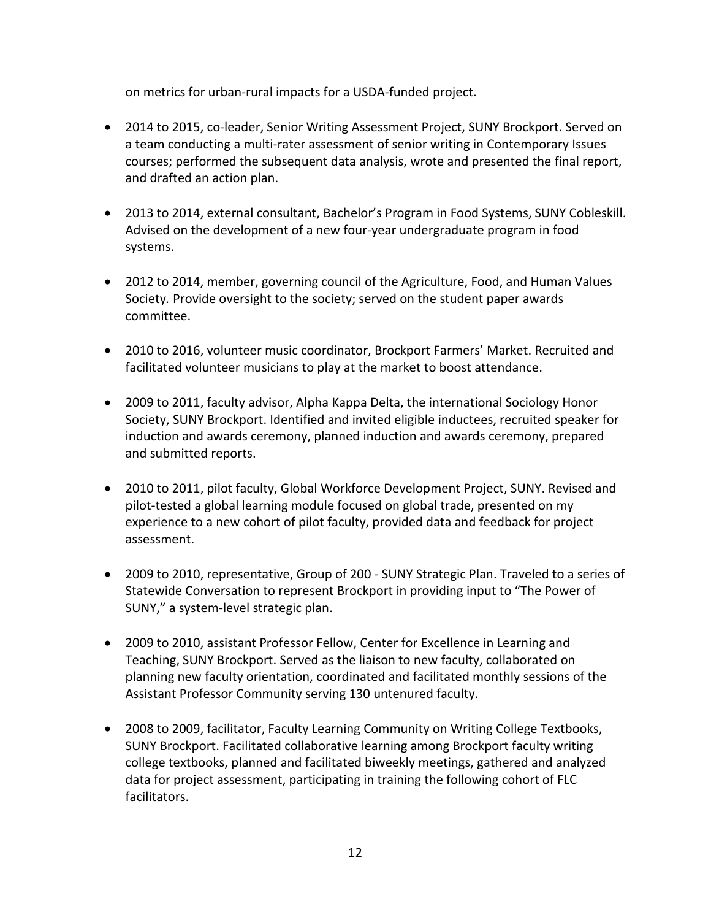on metrics for urban-rural impacts for a USDA-funded project.

- 2014 to 2015, co-leader, Senior Writing Assessment Project, SUNY Brockport. Served on a team conducting a multi-rater assessment of senior writing in Contemporary Issues courses; performed the subsequent data analysis, wrote and presented the final report, and drafted an action plan.

- 2013 to 2014, external consultant, Bachelor's Program in Food Systems, SUNY Cobleskill. Advised on the development of a new four-year undergraduate program in food systems.

- 2012 to 2014, member, governing council of the Agriculture, Food, and Human Values Society. Provide oversight to the society; served on the student paper awards committee.

- 2010 to 2016, volunteer music coordinator, Brockport Farmers' Market. Recruited and facilitated volunteer musicians to play at the market to boost attendance.

- 2009 to 2011, faculty advisor, Alpha Kappa Delta, the international Sociology Honor Society, SUNY Brockport. Identified and invited eligible inductees, recruited speaker for induction and awards ceremony, planned induction and awards ceremony, prepared and submitted reports.

- 2010 to 2011, pilot faculty, Global Workforce Development Project, SUNY. Revised and pilot-tested a global learning module focused on global trade, presented on my experience to a new cohort of pilot faculty, provided data and feedback for project assessment.

- 2009 to 2010, representative, Group of 200 - SUNY Strategic Plan. Traveled to a series of Statewide Conversation to represent Brockport in providing input to "The Power of SUNY," a system-level strategic plan.

- 2009 to 2010, assistant Professor Fellow, Center for Excellence in Learning and Teaching, SUNY Brockport. Served as the liaison to new faculty, collaborated on planning new faculty orientation, coordinated and facilitated monthly sessions of the Assistant Professor Community serving 130 untenured faculty.

- 2008 to 2009, facilitator, Faculty Learning Community on Writing College Textbooks, SUNY Brockport. Facilitated collaborative learning among Brockport faculty writing college textbooks, planned and facilitated biweekly meetings, gathered and analyzed data for project assessment, participating in training the following cohort of FLC facilitators.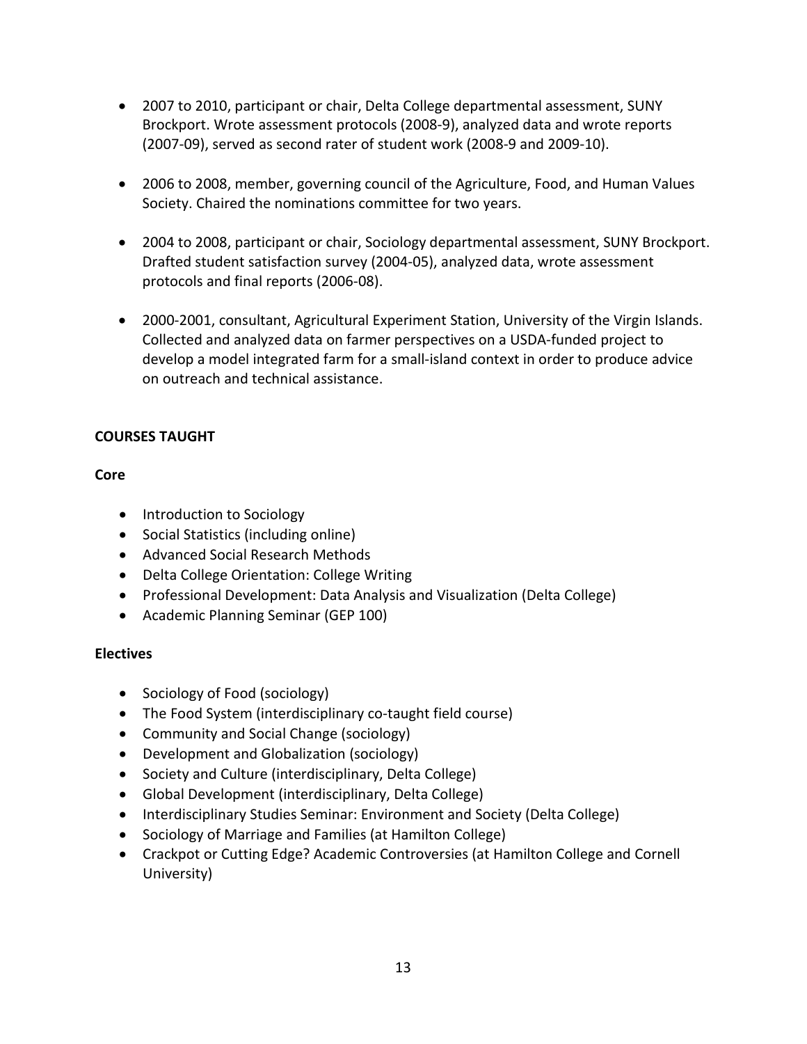- 2007 to 2010, participant or chair, Delta College departmental assessment, SUNY Brockport. Wrote assessment protocols (2008-9), analyzed data and wrote reports (2007-09), served as second rater of student work (2008-9 and 2009-10).

- 2006 to 2008, member, governing council of the Agriculture, Food, and Human Values Society. Chaired the nominations committee for two years.

- 2004 to 2008, participant or chair, Sociology departmental assessment, SUNY Brockport. Drafted student satisfaction survey (2004-05), analyzed data, wrote assessment protocols and final reports (2006-08).

- 2000-2001, consultant, Agricultural Experiment Station, University of the Virgin Islands. Collected and analyzed data on farmer perspectives on a USDA-funded project to develop a model integrated farm for a small-island context in order to produce advice on outreach and technical assistance.

## COURSES TAUGHT

### Core

- Introduction to Sociology
- Social Statistics (including online)
- Advanced Social Research Methods
- Delta College Orientation: College Writing
- Professional Development: Data Analysis and Visualization (Delta College)
- Academic Planning Seminar (GEP 100)

### Electives

- Sociology of Food (sociology)
- The Food System (interdisciplinary co-taught field course)
- Community and Social Change (sociology)
- Development and Globalization (sociology)
- Society and Culture (interdisciplinary, Delta College)
- Global Development (interdisciplinary, Delta College)
- Interdisciplinary Studies Seminar: Environment and Society (Delta College)
- Sociology of Marriage and Families (at Hamilton College)
- Crackpot or Cutting Edge? Academic Controversies (at Hamilton College and Cornell University)